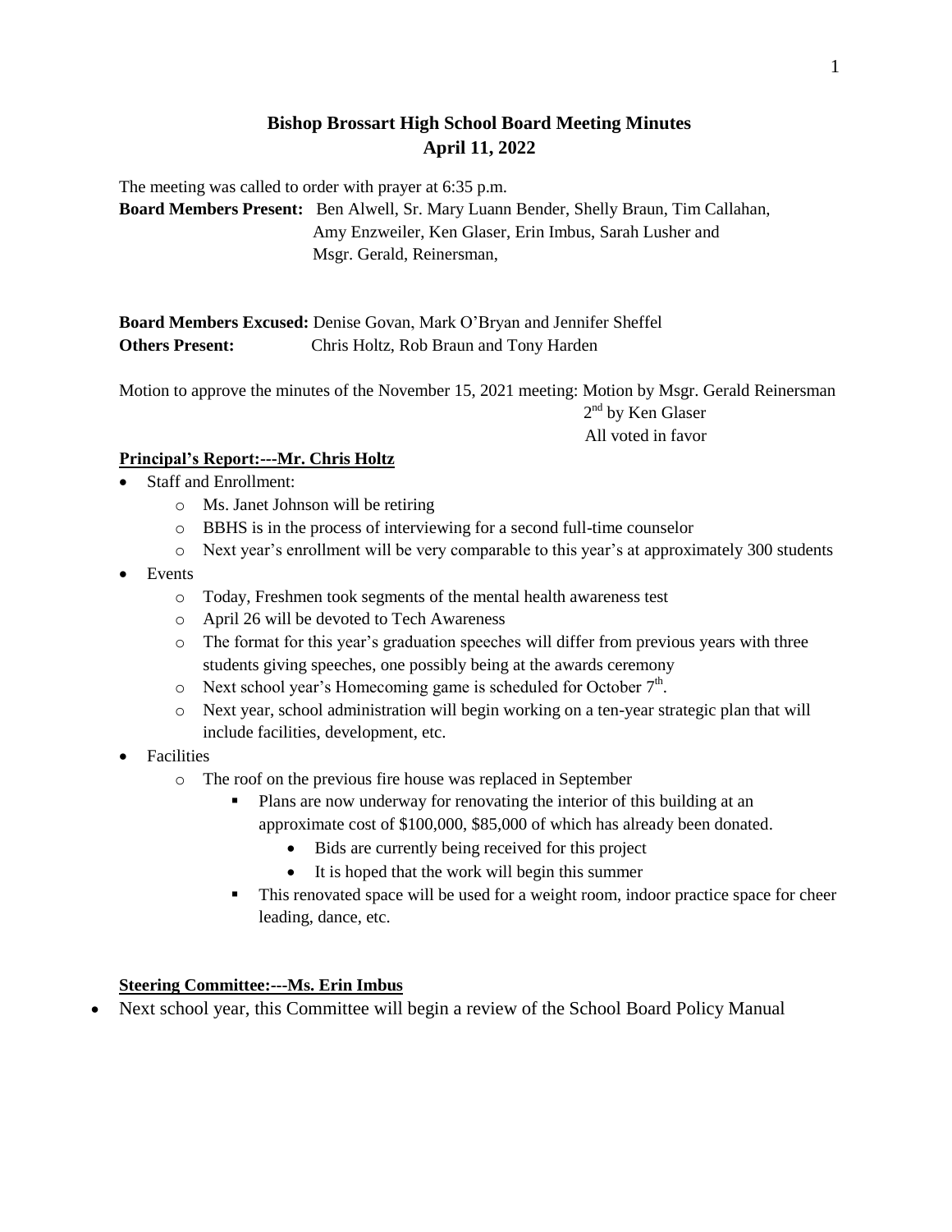# Bishop Brossart High School Board Meeting Minutes
## April 11, 2022

The meeting was called to order with prayer at 6:35 p.m.

**Board Members Present:** Ben Alwell, Sr. Mary Luann Bender, Shelly Braun, Tim Callahan, Amy Enzweiler, Ken Glaser, Erin Imbus, Sarah Lusher and Msgr. Gerald, Reinersman,

**Board Members Excused:** Denise Govan, Mark O'Bryan and Jennifer Sheffel

**Others Present:** Chris Holtz, Rob Braun and Tony Harden

Motion to approve the minutes of the November 15, 2021 meeting: Motion by Msgr. Gerald Reinersman
2nd by Ken Glaser
All voted in favor

**Principal's Report:---Mr. Chris Holtz**

- Staff and Enrollment:
  - Ms. Janet Johnson will be retiring
  - BBHS is in the process of interviewing for a second full-time counselor
  - Next year's enrollment will be very comparable to this year's at approximately 300 students
- Events
  - Today, Freshmen took segments of the mental health awareness test
  - April 26 will be devoted to Tech Awareness
  - The format for this year's graduation speeches will differ from previous years with three students giving speeches, one possibly being at the awards ceremony
  - Next school year's Homecoming game is scheduled for October 7th.
  - Next year, school administration will begin working on a ten-year strategic plan that will include facilities, development, etc.
- Facilities
  - The roof on the previous fire house was replaced in September
    - Plans are now underway for renovating the interior of this building at an approximate cost of \$100,000, \$85,000 of which has already been donated.
      - Bids are currently being received for this project
      - It is hoped that the work will begin this summer
    - This renovated space will be used for a weight room, indoor practice space for cheer leading, dance, etc.

**Steering Committee:---Ms. Erin Imbus**

- Next school year, this Committee will begin a review of the School Board Policy Manual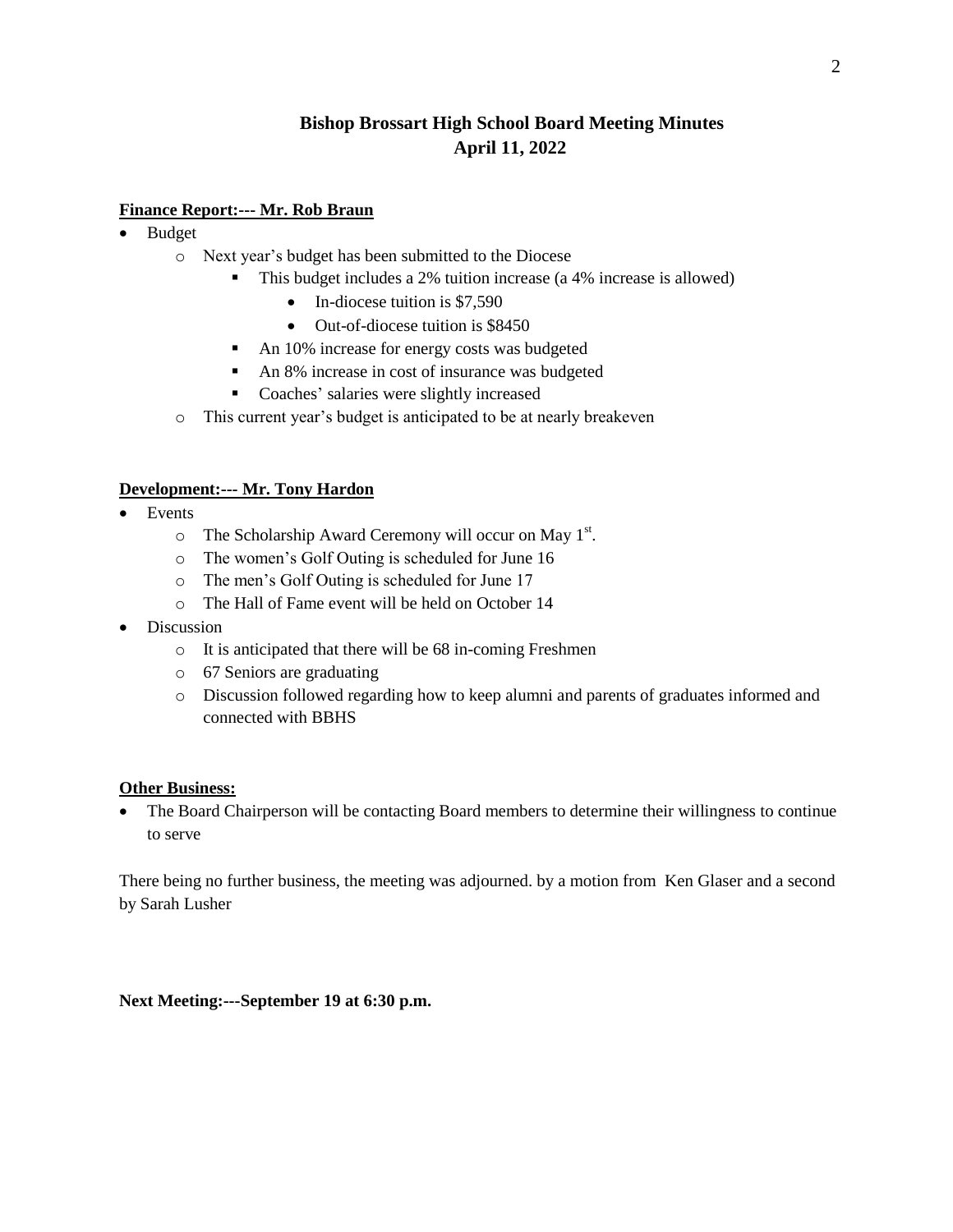# Bishop Brossart High School Board Meeting Minutes
# April 11, 2022

**Finance Report:--- Mr. Rob Braun**

- Budget
  - Next year's budget has been submitted to the Diocese
    - This budget includes a 2% tuition increase (a 4% increase is allowed)
      - In-diocese tuition is $7,590
      - Out-of-diocese tuition is $8450
    - An 10% increase for energy costs was budgeted
    - An 8% increase in cost of insurance was budgeted
    - Coaches' salaries were slightly increased
  - This current year's budget is anticipated to be at nearly breakeven

**Development:--- Mr. Tony Hardon**

- Events
  - The Scholarship Award Ceremony will occur on May 1st.
  - The women's Golf Outing is scheduled for June 16
  - The men's Golf Outing is scheduled for June 17
  - The Hall of Fame event will be held on October 14
- Discussion
  - It is anticipated that there will be 68 in-coming Freshmen
  - 67 Seniors are graduating
  - Discussion followed regarding how to keep alumni and parents of graduates informed and connected with BBHS

**Other Business:**

- The Board Chairperson will be contacting Board members to determine their willingness to continue to serve

There being no further business, the meeting was adjourned. by a motion from Ken Glaser and a second by Sarah Lusher

**Next Meeting:---September 19 at 6:30 p.m.**